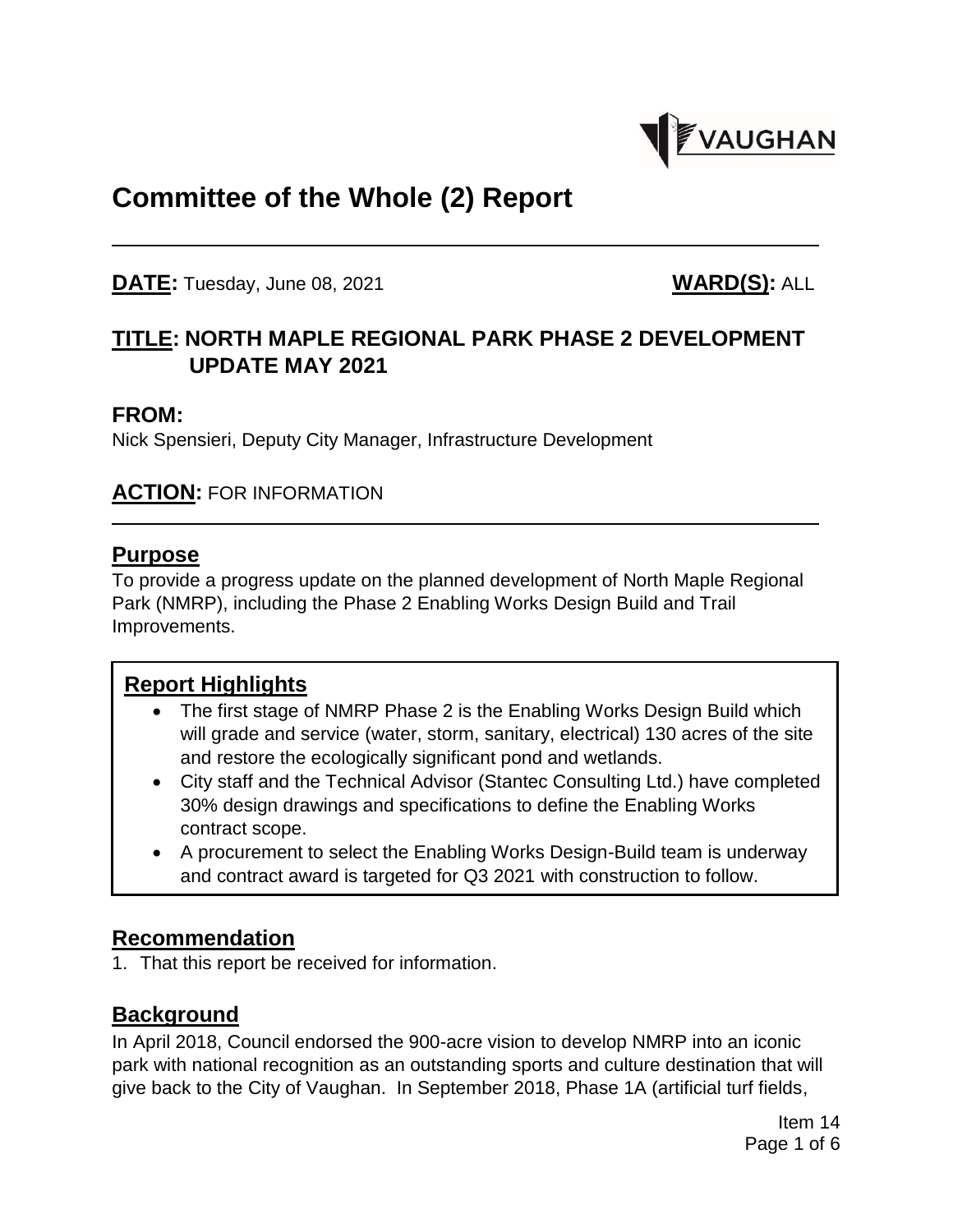# Committee of the Whole (2) Report

**DATE:** Tuesday, June 08, 2021 **WARD(S):** ALL

## TITLE: NORTH MAPLE REGIONAL PARK PHASE 2 DEVELOPMENT UPDATE MAY 2021

## FROM:

Nick Spensieri, Deputy City Manager, Infrastructure Development

## ACTION: FOR INFORMATION

## Purpose

To provide a progress update on the planned development of North Maple Regional Park (NMRP), including the Phase 2 Enabling Works Design Build and Trail Improvements.

## Report Highlights

- The first stage of NMRP Phase 2 is the Enabling Works Design Build which will grade and service (water, storm, sanitary, electrical) 130 acres of the site and restore the ecologically significant pond and wetlands.
- City staff and the Technical Advisor (Stantec Consulting Ltd.) have completed 30% design drawings and specifications to define the Enabling Works contract scope.
- A procurement to select the Enabling Works Design-Build team is underway and contract award is targeted for Q3 2021 with construction to follow.

## Recommendation

1. That this report be received for information.

## Background

In April 2018, Council endorsed the 900-acre vision to develop NMRP into an iconic park with national recognition as an outstanding sports and culture destination that will give back to the City of Vaughan. In September 2018, Phase 1A (artificial turf fields,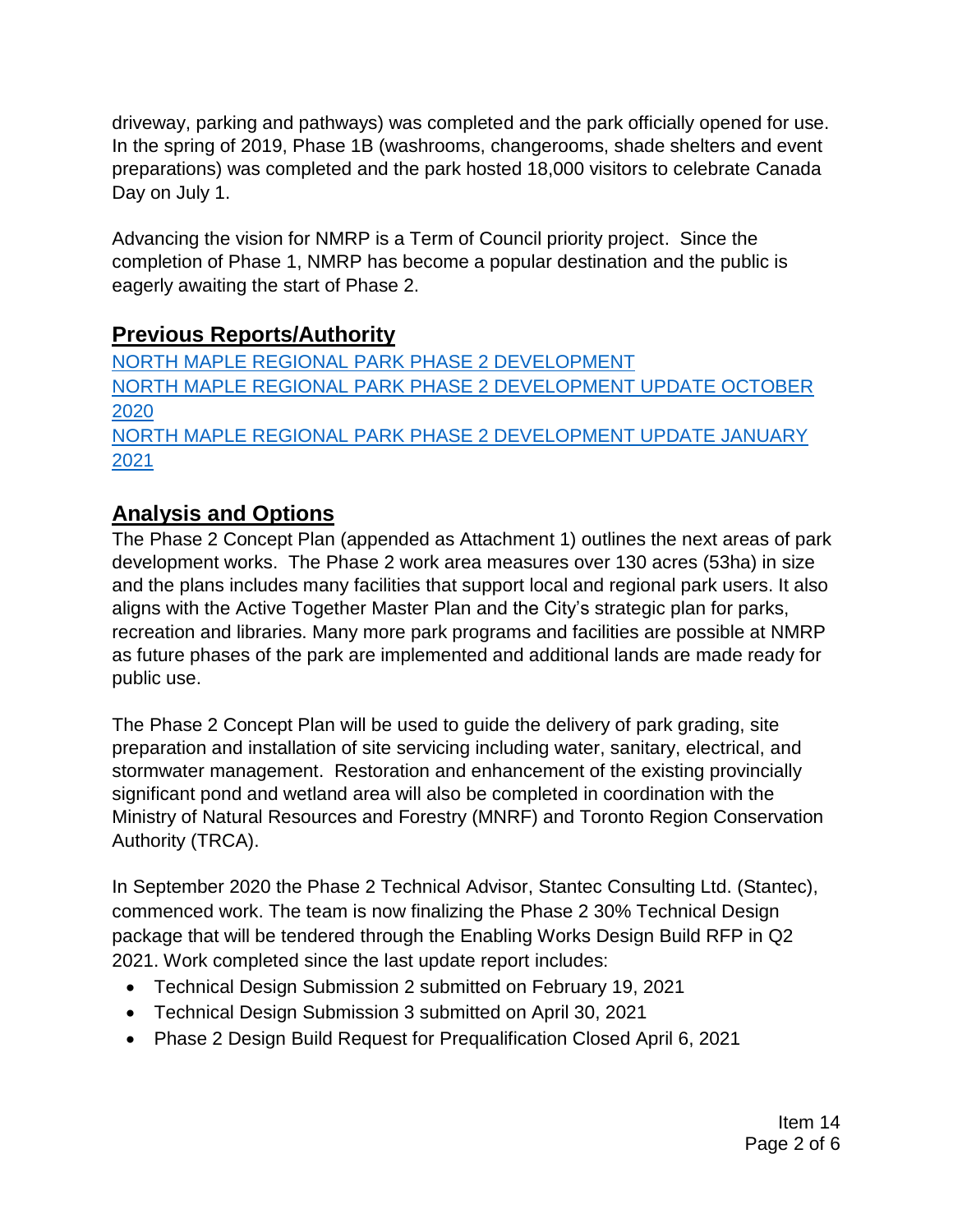driveway, parking and pathways) was completed and the park officially opened for use. In the spring of 2019, Phase 1B (washrooms, changerooms, shade shelters and event preparations) was completed and the park hosted 18,000 visitors to celebrate Canada Day on July 1.

Advancing the vision for NMRP is a Term of Council priority project. Since the completion of Phase 1, NMRP has become a popular destination and the public is eagerly awaiting the start of Phase 2.

## Previous Reports/Authority

NORTH MAPLE REGIONAL PARK PHASE 2 DEVELOPMENT
NORTH MAPLE REGIONAL PARK PHASE 2 DEVELOPMENT UPDATE OCTOBER 2020
NORTH MAPLE REGIONAL PARK PHASE 2 DEVELOPMENT UPDATE JANUARY 2021

## Analysis and Options

The Phase 2 Concept Plan (appended as Attachment 1) outlines the next areas of park development works. The Phase 2 work area measures over 130 acres (53ha) in size and the plans includes many facilities that support local and regional park users. It also aligns with the Active Together Master Plan and the City's strategic plan for parks, recreation and libraries. Many more park programs and facilities are possible at NMRP as future phases of the park are implemented and additional lands are made ready for public use.

The Phase 2 Concept Plan will be used to guide the delivery of park grading, site preparation and installation of site servicing including water, sanitary, electrical, and stormwater management. Restoration and enhancement of the existing provincially significant pond and wetland area will also be completed in coordination with the Ministry of Natural Resources and Forestry (MNRF) and Toronto Region Conservation Authority (TRCA).

In September 2020 the Phase 2 Technical Advisor, Stantec Consulting Ltd. (Stantec), commenced work. The team is now finalizing the Phase 2 30% Technical Design package that will be tendered through the Enabling Works Design Build RFP in Q2 2021. Work completed since the last update report includes:

- Technical Design Submission 2 submitted on February 19, 2021
- Technical Design Submission 3 submitted on April 30, 2021
- Phase 2 Design Build Request for Prequalification Closed April 6, 2021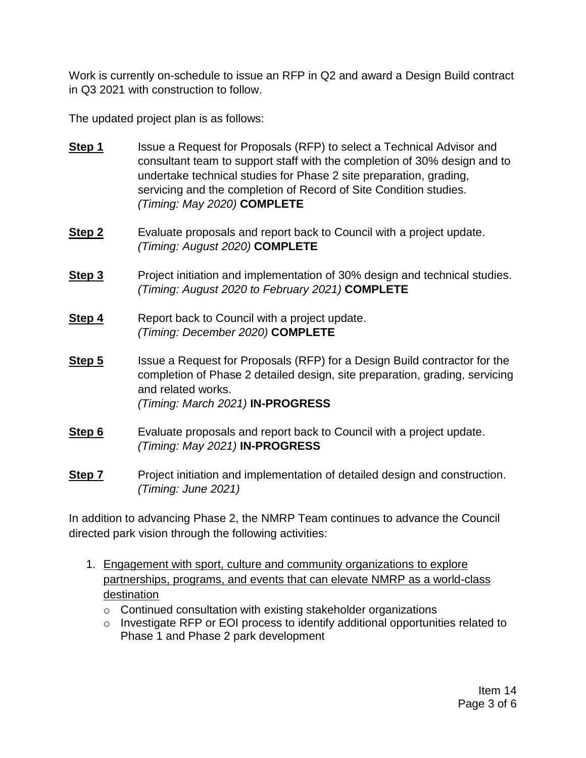Work is currently on-schedule to issue an RFP in Q2 and award a Design Build contract in Q3 2021 with construction to follow.

The updated project plan is as follows:

**Step 1** Issue a Request for Proposals (RFP) to select a Technical Advisor and consultant team to support staff with the completion of 30% design and to undertake technical studies for Phase 2 site preparation, grading, servicing and the completion of Record of Site Condition studies. *(Timing: May 2020)* **COMPLETE**

**Step 2** Evaluate proposals and report back to Council with a project update. *(Timing: August 2020)* **COMPLETE**

**Step 3** Project initiation and implementation of 30% design and technical studies. *(Timing: August 2020 to February 2021)* **COMPLETE**

**Step 4** Report back to Council with a project update. *(Timing: December 2020)* **COMPLETE**

**Step 5** Issue a Request for Proposals (RFP) for a Design Build contractor for the completion of Phase 2 detailed design, site preparation, grading, servicing and related works. *(Timing: March 2021)* **IN-PROGRESS**

**Step 6** Evaluate proposals and report back to Council with a project update. *(Timing: May 2021)* **IN-PROGRESS**

**Step 7** Project initiation and implementation of detailed design and construction. *(Timing: June 2021)*

In addition to advancing Phase 2, the NMRP Team continues to advance the Council directed park vision through the following activities:

1. Engagement with sport, culture and community organizations to explore partnerships, programs, and events that can elevate NMRP as a world-class destination
   - Continued consultation with existing stakeholder organizations
   - Investigate RFP or EOI process to identify additional opportunities related to Phase 1 and Phase 2 park development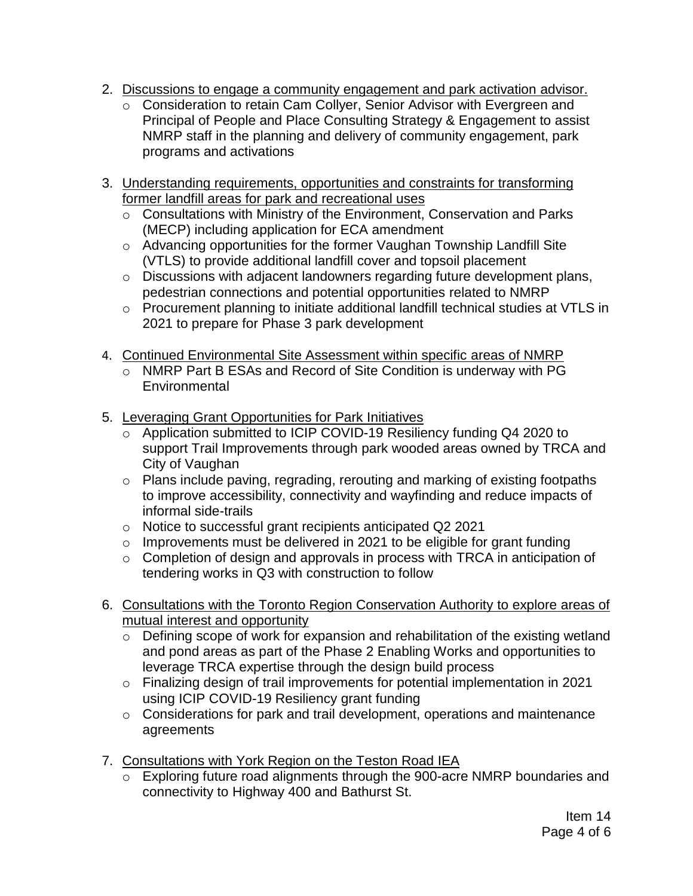2. Discussions to engage a community engagement and park activation advisor.
   - Consideration to retain Cam Collyer, Senior Advisor with Evergreen and Principal of People and Place Consulting Strategy & Engagement to assist NMRP staff in the planning and delivery of community engagement, park programs and activations

3. Understanding requirements, opportunities and constraints for transforming former landfill areas for park and recreational uses
   - Consultations with Ministry of the Environment, Conservation and Parks (MECP) including application for ECA amendment
   - Advancing opportunities for the former Vaughan Township Landfill Site (VTLS) to provide additional landfill cover and topsoil placement
   - Discussions with adjacent landowners regarding future development plans, pedestrian connections and potential opportunities related to NMRP
   - Procurement planning to initiate additional landfill technical studies at VTLS in 2021 to prepare for Phase 3 park development

4. Continued Environmental Site Assessment within specific areas of NMRP
   - NMRP Part B ESAs and Record of Site Condition is underway with PG Environmental

5. Leveraging Grant Opportunities for Park Initiatives
   - Application submitted to ICIP COVID-19 Resiliency funding Q4 2020 to support Trail Improvements through park wooded areas owned by TRCA and City of Vaughan
   - Plans include paving, regrading, rerouting and marking of existing footpaths to improve accessibility, connectivity and wayfinding and reduce impacts of informal side-trails
   - Notice to successful grant recipients anticipated Q2 2021
   - Improvements must be delivered in 2021 to be eligible for grant funding
   - Completion of design and approvals in process with TRCA in anticipation of tendering works in Q3 with construction to follow

6. Consultations with the Toronto Region Conservation Authority to explore areas of mutual interest and opportunity
   - Defining scope of work for expansion and rehabilitation of the existing wetland and pond areas as part of the Phase 2 Enabling Works and opportunities to leverage TRCA expertise through the design build process
   - Finalizing design of trail improvements for potential implementation in 2021 using ICIP COVID-19 Resiliency grant funding
   - Considerations for park and trail development, operations and maintenance agreements

7. Consultations with York Region on the Teston Road IEA
   - Exploring future road alignments through the 900-acre NMRP boundaries and connectivity to Highway 400 and Bathurst St.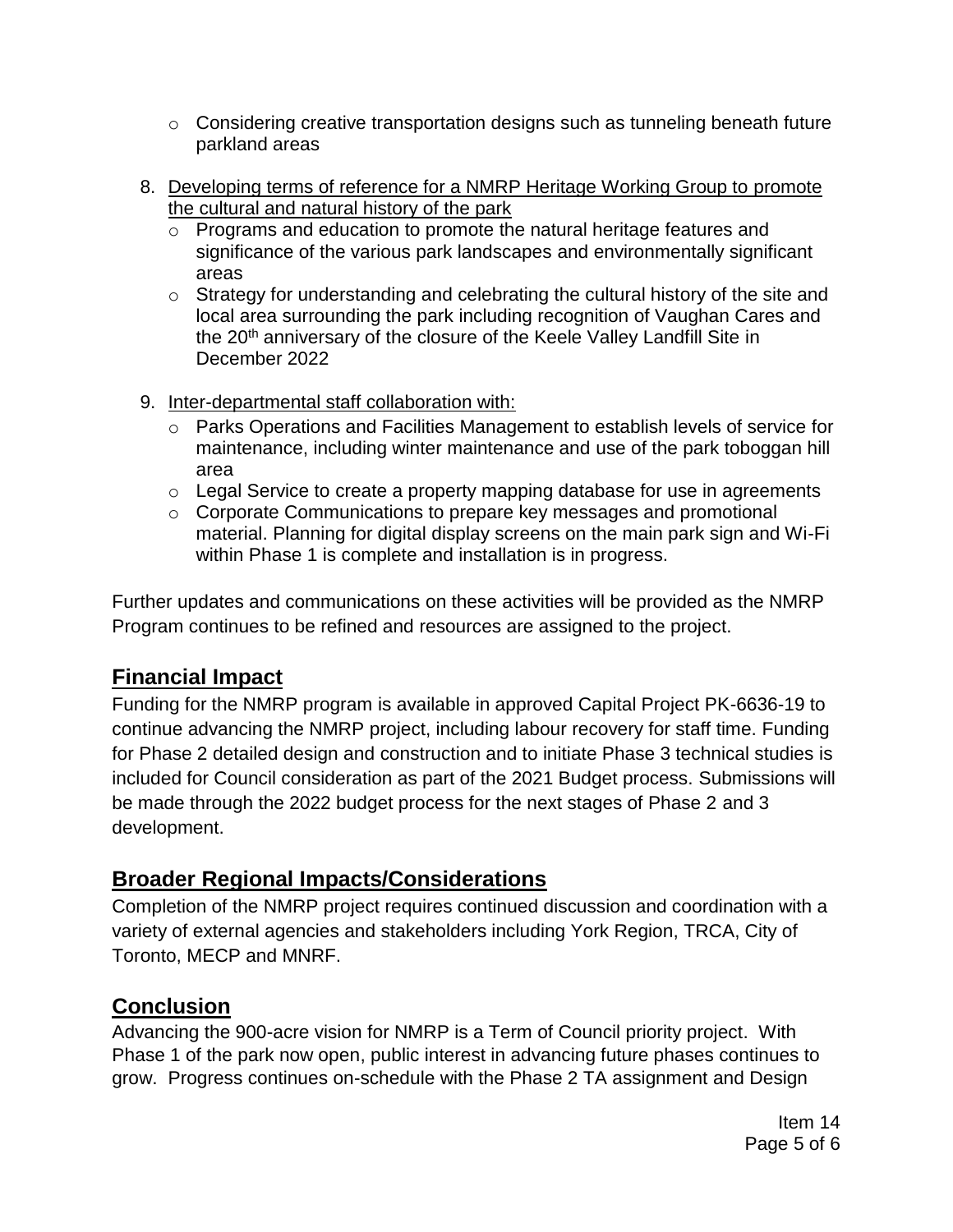- Considering creative transportation designs such as tunneling beneath future parkland areas

8. Developing terms of reference for a NMRP Heritage Working Group to promote the cultural and natural history of the park
   - Programs and education to promote the natural heritage features and significance of the various park landscapes and environmentally significant areas
   - Strategy for understanding and celebrating the cultural history of the site and local area surrounding the park including recognition of Vaughan Cares and the 20th anniversary of the closure of the Keele Valley Landfill Site in December 2022

9. Inter-departmental staff collaboration with:
   - Parks Operations and Facilities Management to establish levels of service for maintenance, including winter maintenance and use of the park toboggan hill area
   - Legal Service to create a property mapping database for use in agreements
   - Corporate Communications to prepare key messages and promotional material. Planning for digital display screens on the main park sign and Wi-Fi within Phase 1 is complete and installation is in progress.

Further updates and communications on these activities will be provided as the NMRP Program continues to be refined and resources are assigned to the project.

## Financial Impact

Funding for the NMRP program is available in approved Capital Project PK-6636-19 to continue advancing the NMRP project, including labour recovery for staff time. Funding for Phase 2 detailed design and construction and to initiate Phase 3 technical studies is included for Council consideration as part of the 2021 Budget process. Submissions will be made through the 2022 budget process for the next stages of Phase 2 and 3 development.

## Broader Regional Impacts/Considerations

Completion of the NMRP project requires continued discussion and coordination with a variety of external agencies and stakeholders including York Region, TRCA, City of Toronto, MECP and MNRF.

## Conclusion

Advancing the 900-acre vision for NMRP is a Term of Council priority project. With Phase 1 of the park now open, public interest in advancing future phases continues to grow. Progress continues on-schedule with the Phase 2 TA assignment and Design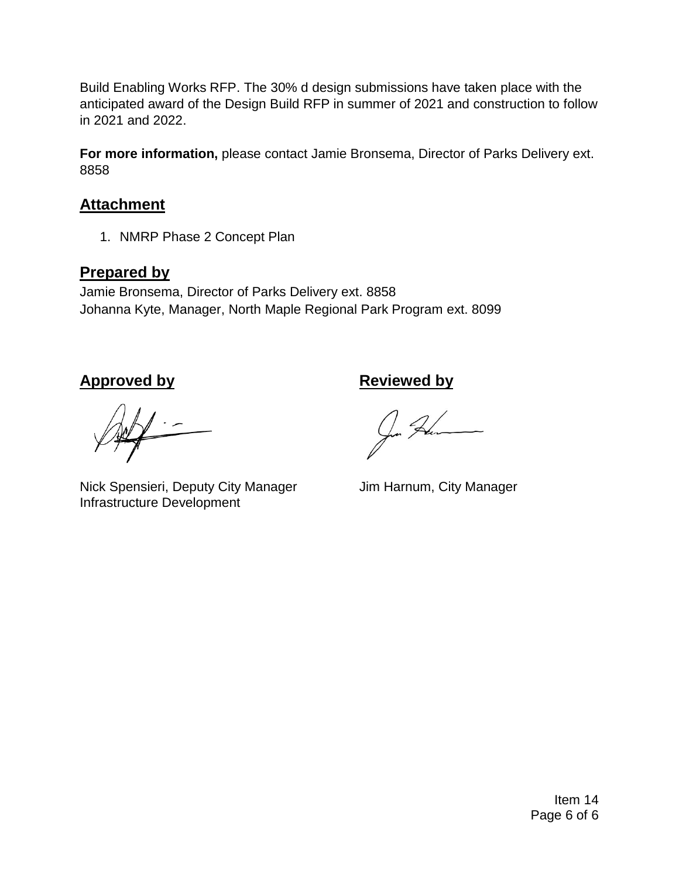Build Enabling Works RFP. The 30% d design submissions have taken place with the anticipated award of the Design Build RFP in summer of 2021 and construction to follow in 2021 and 2022.

**For more information,** please contact Jamie Bronsema, Director of Parks Delivery ext. 8858

## Attachment

1. NMRP Phase 2 Concept Plan

## Prepared by

Jamie Bronsema, Director of Parks Delivery ext. 8858
Johanna Kyte, Manager, North Maple Regional Park Program ext. 8099

## Approved by

Nick Spensieri, Deputy City Manager
Infrastructure Development

## Reviewed by

Jim Harnum, City Manager